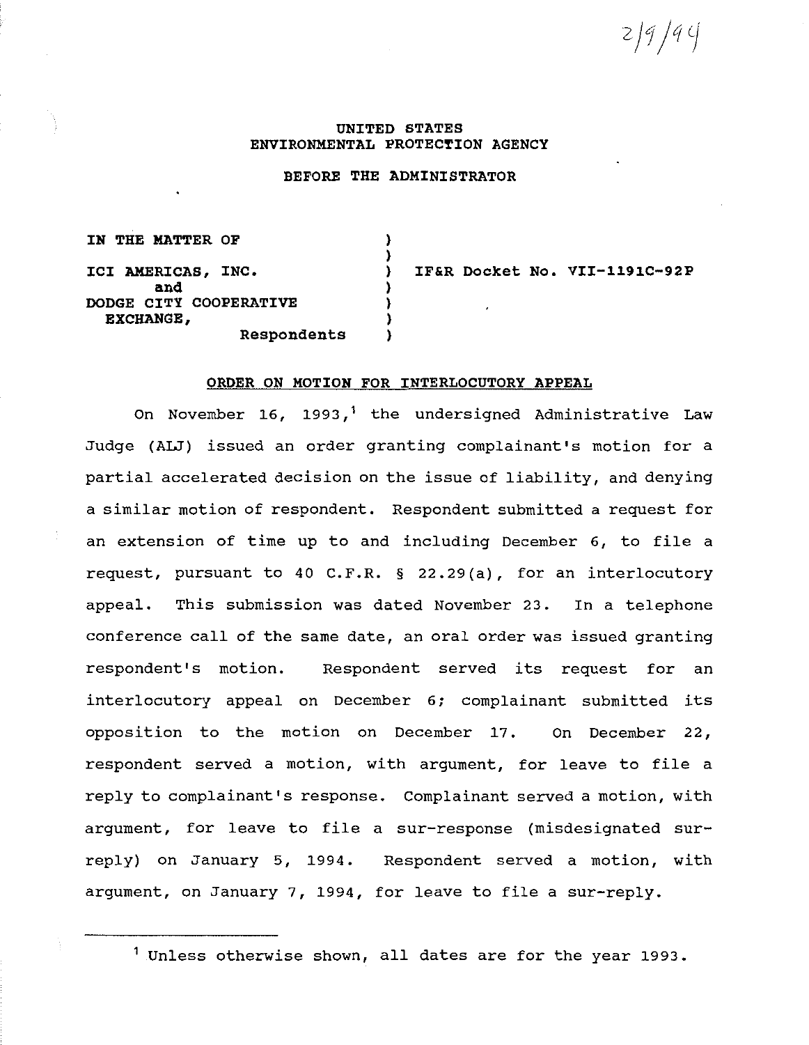2/9/94

UNITED STATES
ENVIRONMENTAL PROTECTION AGENCY

BEFORE THE ADMINISTRATOR

| | | |
|---|---|---|
| IN THE MATTER OF | ) | |
| | ) | |
| ICI AMERICAS, INC. | ) | IF&R Docket No. VII-1191C-92P |
| and | ) | |
| DODGE CITY COOPERATIVE | ) | |
| EXCHANGE, | ) | |
| Respondents | ) | |

## ORDER ON MOTION FOR INTERLOCUTORY APPEAL

On November 16, 1993,[1] the undersigned Administrative Law Judge (ALJ) issued an order granting complainant's motion for a partial accelerated decision on the issue of liability, and denying a similar motion of respondent. Respondent submitted a request for an extension of time up to and including December 6, to file a request, pursuant to 40 C.F.R. § 22.29(a), for an interlocutory appeal. This submission was dated November 23. In a telephone conference call of the same date, an oral order was issued granting respondent's motion. Respondent served its request for an interlocutory appeal on December 6; complainant submitted its opposition to the motion on December 17. On December 22, respondent served a motion, with argument, for leave to file a reply to complainant's response. Complainant served a motion, with argument, for leave to file a sur-response (misdesignated sur-reply) on January 5, 1994. Respondent served a motion, with argument, on January 7, 1994, for leave to file a sur-reply.

[1] Unless otherwise shown, all dates are for the year 1993.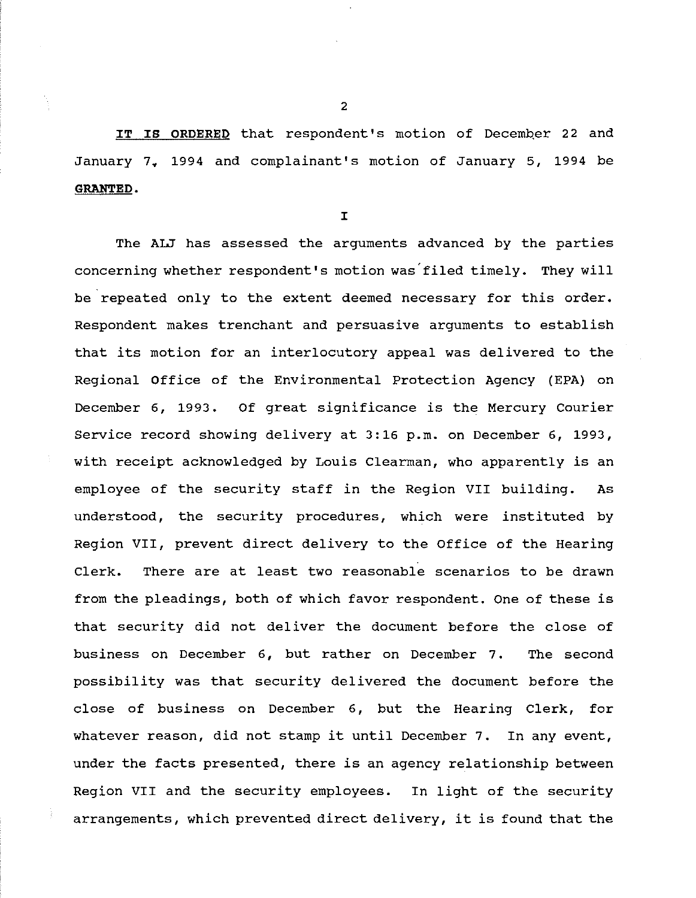**IT IS ORDERED** that respondent's motion of December 22 and January 7, 1994 and complainant's motion of January 5, 1994 be **GRANTED**.

I

The ALJ has assessed the arguments advanced by the parties concerning whether respondent's motion was filed timely. They will be repeated only to the extent deemed necessary for this order. Respondent makes trenchant and persuasive arguments to establish that its motion for an interlocutory appeal was delivered to the Regional Office of the Environmental Protection Agency (EPA) on December 6, 1993. Of great significance is the Mercury Courier Service record showing delivery at 3:16 p.m. on December 6, 1993, with receipt acknowledged by Louis Clearman, who apparently is an employee of the security staff in the Region VII building. As understood, the security procedures, which were instituted by Region VII, prevent direct delivery to the Office of the Hearing Clerk. There are at least two reasonable scenarios to be drawn from the pleadings, both of which favor respondent. One of these is that security did not deliver the document before the close of business on December 6, but rather on December 7. The second possibility was that security delivered the document before the close of business on December 6, but the Hearing Clerk, for whatever reason, did not stamp it until December 7. In any event, under the facts presented, there is an agency relationship between Region VII and the security employees. In light of the security arrangements, which prevented direct delivery, it is found that the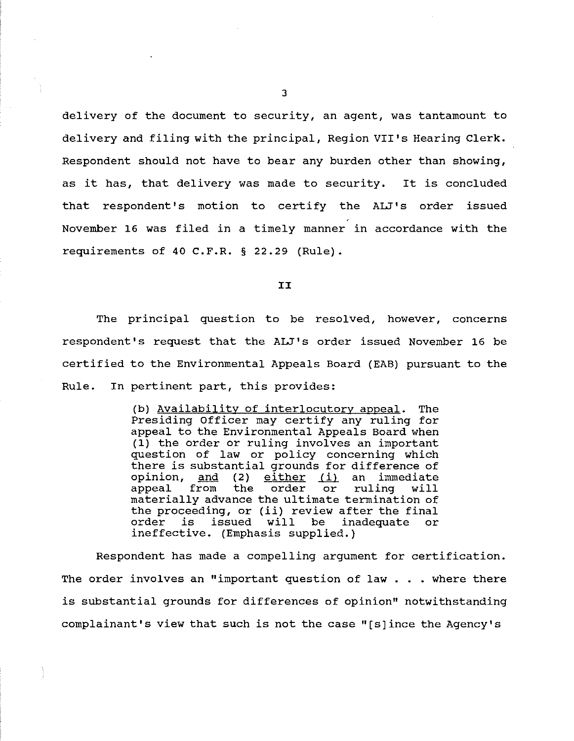delivery of the document to security, an agent, was tantamount to delivery and filing with the principal, Region VII's Hearing Clerk. Respondent should not have to bear any burden other than showing, as it has, that delivery was made to security. It is concluded that respondent's motion to certify the ALJ's order issued November 16 was filed in a timely manner in accordance with the requirements of 40 C.F.R. § 22.29 (Rule).

## II

The principal question to be resolved, however, concerns respondent's request that the ALJ's order issued November 16 be certified to the Environmental Appeals Board (EAB) pursuant to the Rule. In pertinent part, this provides:

> (b) <u>Availability of interlocutory appeal</u>. The Presiding Officer may certify any ruling for appeal to the Environmental Appeals Board when (1) the order or ruling involves an important question of law or policy concerning which there is substantial grounds for difference of opinion, <u>and</u> (2) <u>either</u> <u>(i)</u> an immediate appeal from the order or ruling will materially advance the ultimate termination of the proceeding, or (ii) review after the final order is issued will be inadequate or ineffective. (Emphasis supplied.)

Respondent has made a compelling argument for certification. The order involves an "important question of law . . . where there is substantial grounds for differences of opinion" notwithstanding complainant's view that such is not the case "[s]ince the Agency's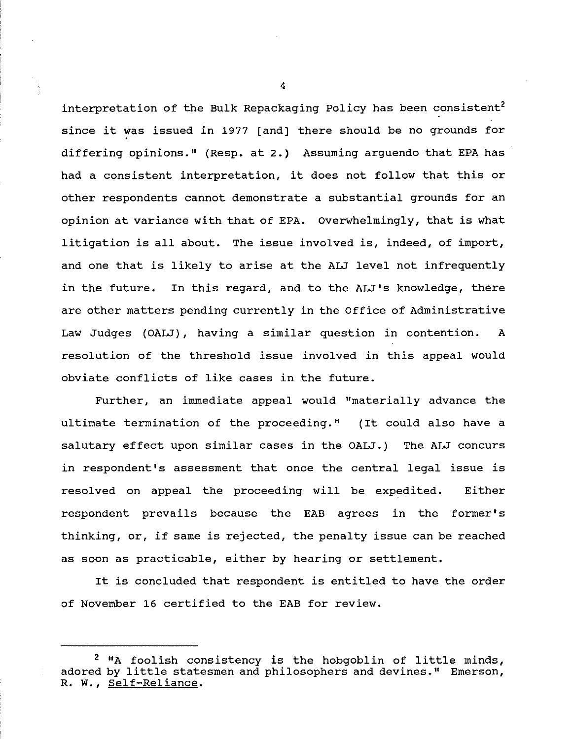interpretation of the Bulk Repackaging Policy has been consistent[2] since it was issued in 1977 [and] there should be no grounds for differing opinions." (Resp. at 2.) Assuming arguendo that EPA has had a consistent interpretation, it does not follow that this or other respondents cannot demonstrate a substantial grounds for an opinion at variance with that of EPA. Overwhelmingly, that is what litigation is all about. The issue involved is, indeed, of import, and one that is likely to arise at the ALJ level not infrequently in the future. In this regard, and to the ALJ's knowledge, there are other matters pending currently in the Office of Administrative Law Judges (OALJ), having a similar question in contention. A resolution of the threshold issue involved in this appeal would obviate conflicts of like cases in the future.

Further, an immediate appeal would "materially advance the ultimate termination of the proceeding." (It could also have a salutary effect upon similar cases in the OALJ.) The ALJ concurs in respondent's assessment that once the central legal issue is resolved on appeal the proceeding will be expedited. Either respondent prevails because the EAB agrees in the former's thinking, or, if same is rejected, the penalty issue can be reached as soon as practicable, either by hearing or settlement.

It is concluded that respondent is entitled to have the order of November 16 certified to the EAB for review.

---

[2] "A foolish consistency is the hobgoblin of little minds, adored by little statesmen and philosophers and devines." Emerson, R. W., Self-Reliance.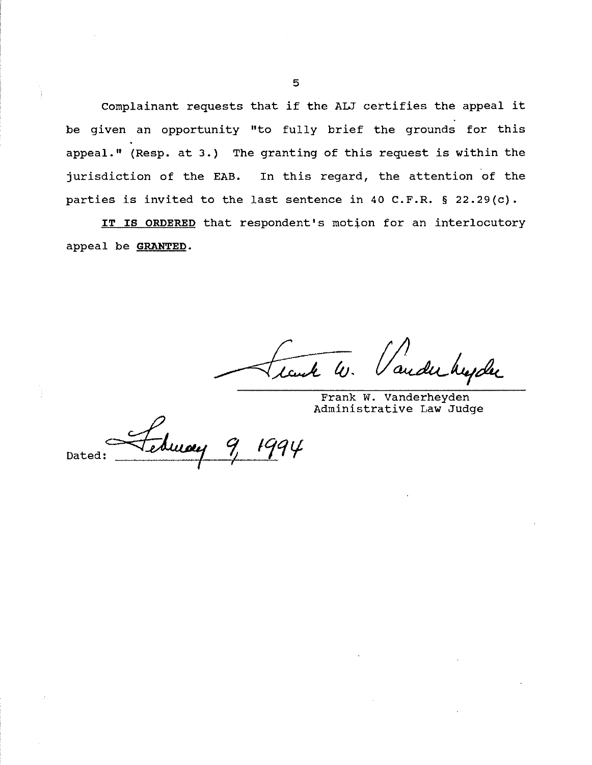Complainant requests that if the ALJ certifies the appeal it be given an opportunity "to fully brief the grounds for this appeal." (Resp. at 3.) The granting of this request is within the jurisdiction of the EAB. In this regard, the attention of the parties is invited to the last sentence in 40 C.F.R. § 22.29(c).

**IT IS ORDERED** that respondent's motion for an interlocutory appeal be **GRANTED**.

Frank W. Vanderheyden
Administrative Law Judge

Dated: February 9, 1994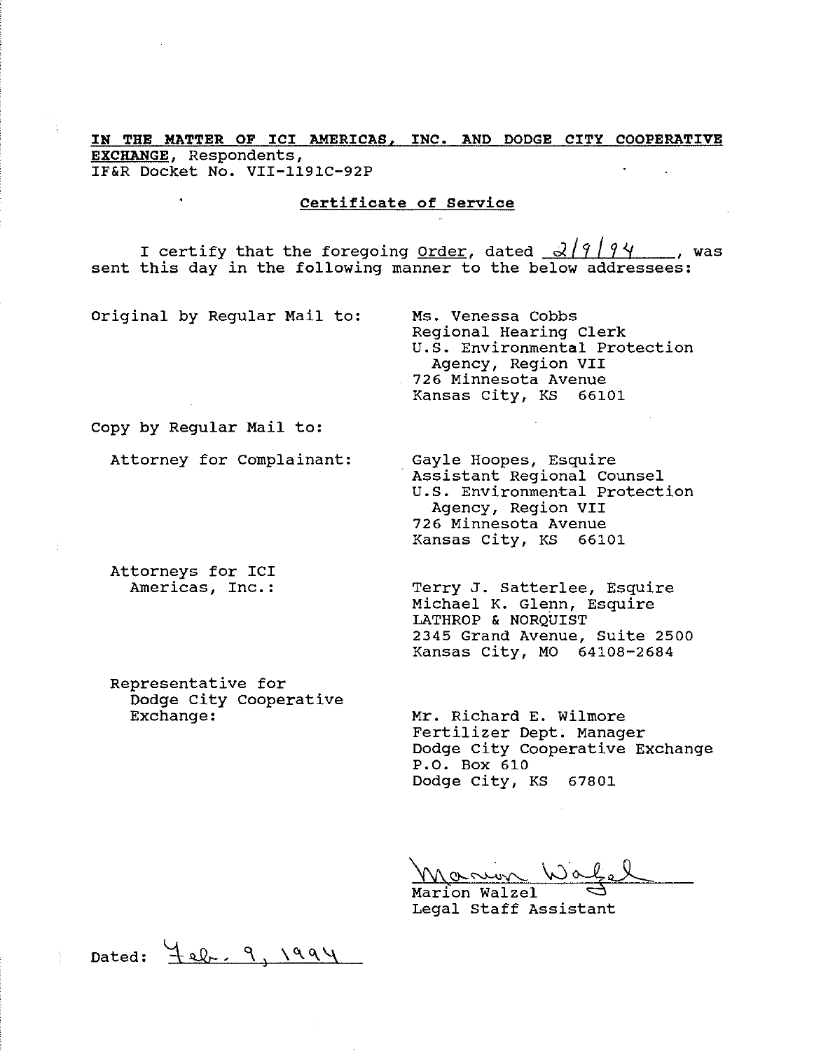**IN THE MATTER OF ICI AMERICAS, INC. AND DODGE CITY COOPERATIVE EXCHANGE**, Respondents,
IF&R Docket No. VII-1191C-92P

**Certificate of Service**

I certify that the foregoing Order, dated 2/9/94, was sent this day in the following manner to the below addressees:

Original by Regular Mail to:

Ms. Venessa Cobbs
Regional Hearing Clerk
U.S. Environmental Protection Agency, Region VII
726 Minnesota Avenue
Kansas City, KS 66101

Copy by Regular Mail to:

Attorney for Complainant:

Gayle Hoopes, Esquire
Assistant Regional Counsel
U.S. Environmental Protection Agency, Region VII
726 Minnesota Avenue
Kansas City, KS 66101

Attorneys for ICI Americas, Inc.:

Terry J. Satterlee, Esquire
Michael K. Glenn, Esquire
LATHROP & NORQUIST
2345 Grand Avenue, Suite 2500
Kansas City, MO 64108-2684

Representative for Dodge City Cooperative Exchange:

Mr. Richard E. Wilmore
Fertilizer Dept. Manager
Dodge City Cooperative Exchange
P.O. Box 610
Dodge City, KS 67801

Marion Walzel
Marion Walzel
Legal Staff Assistant

Dated: Feb. 9, 1994